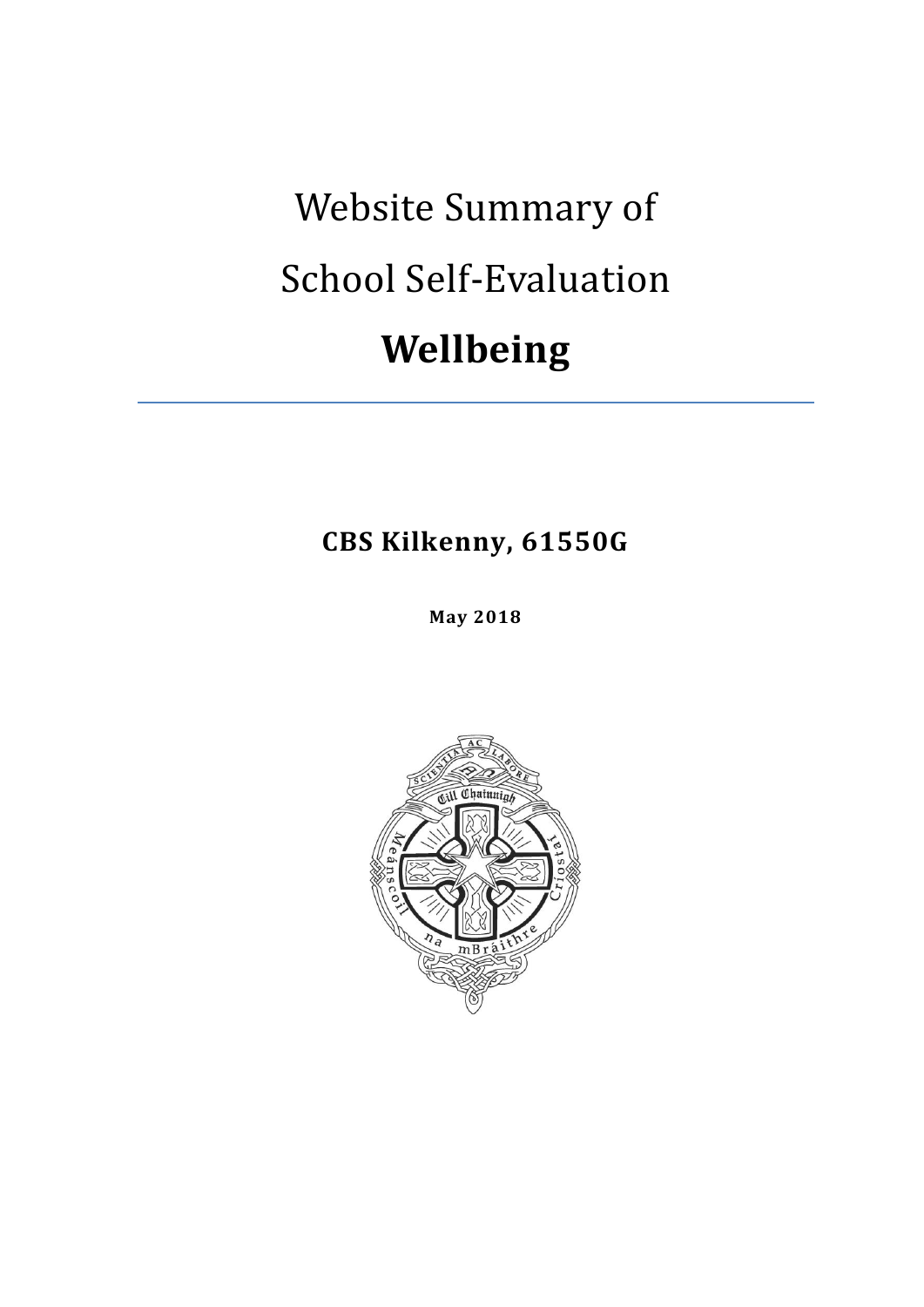# Website Summary of School Self-Evaluation

# **Wellbeing**

---

**CBS Kilkenny, 61550G**

**May 2018**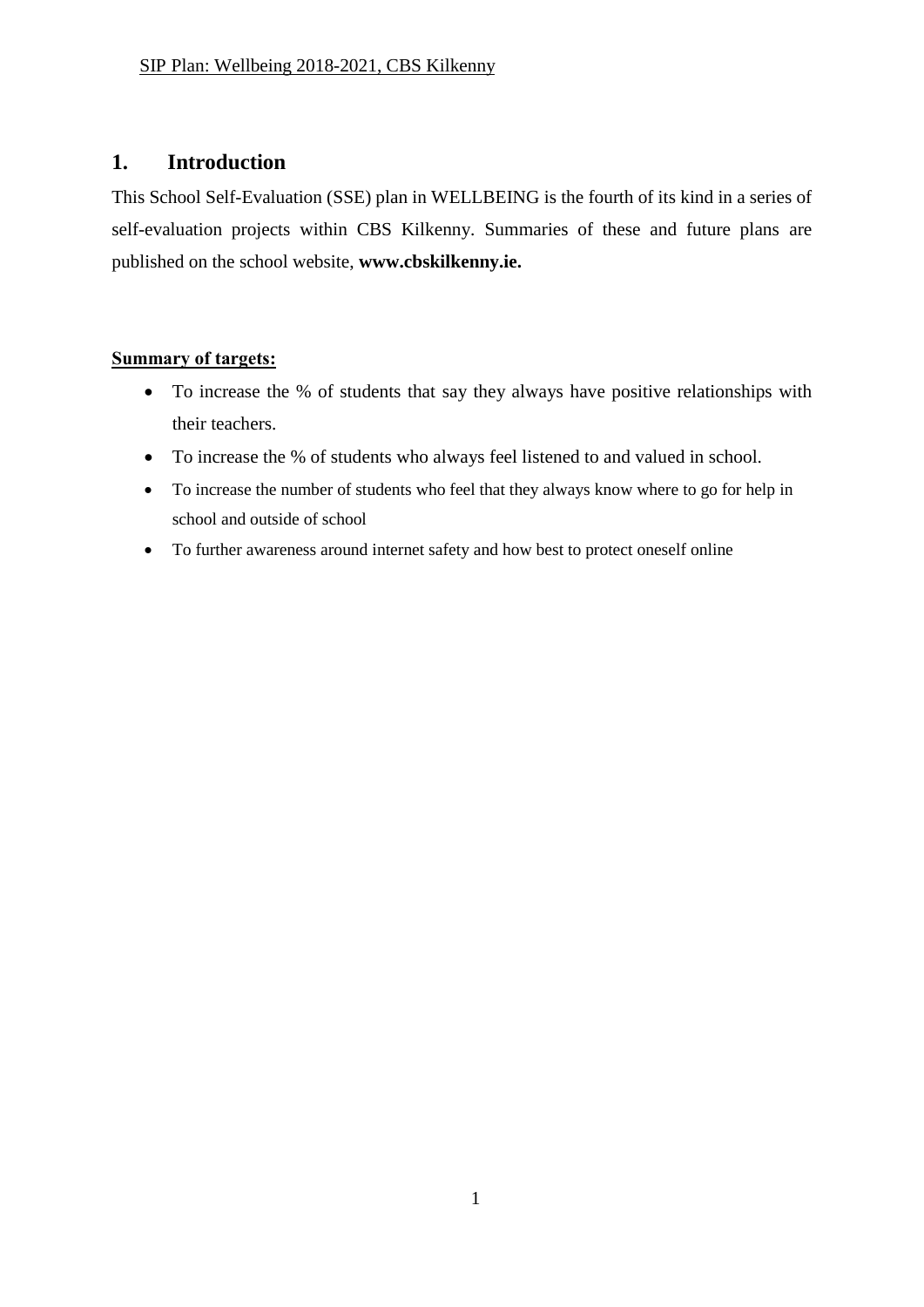# 1. Introduction

This School Self-Evaluation (SSE) plan in WELLBEING is the fourth of its kind in a series of self-evaluation projects within CBS Kilkenny. Summaries of these and future plans are published on the school website, **www.cbskilkenny.ie.**

**Summary of targets:**

- To increase the % of students that say they always have positive relationships with their teachers.
- To increase the % of students who always feel listened to and valued in school.
- To increase the number of students who feel that they always know where to go for help in school and outside of school
- To further awareness around internet safety and how best to protect oneself online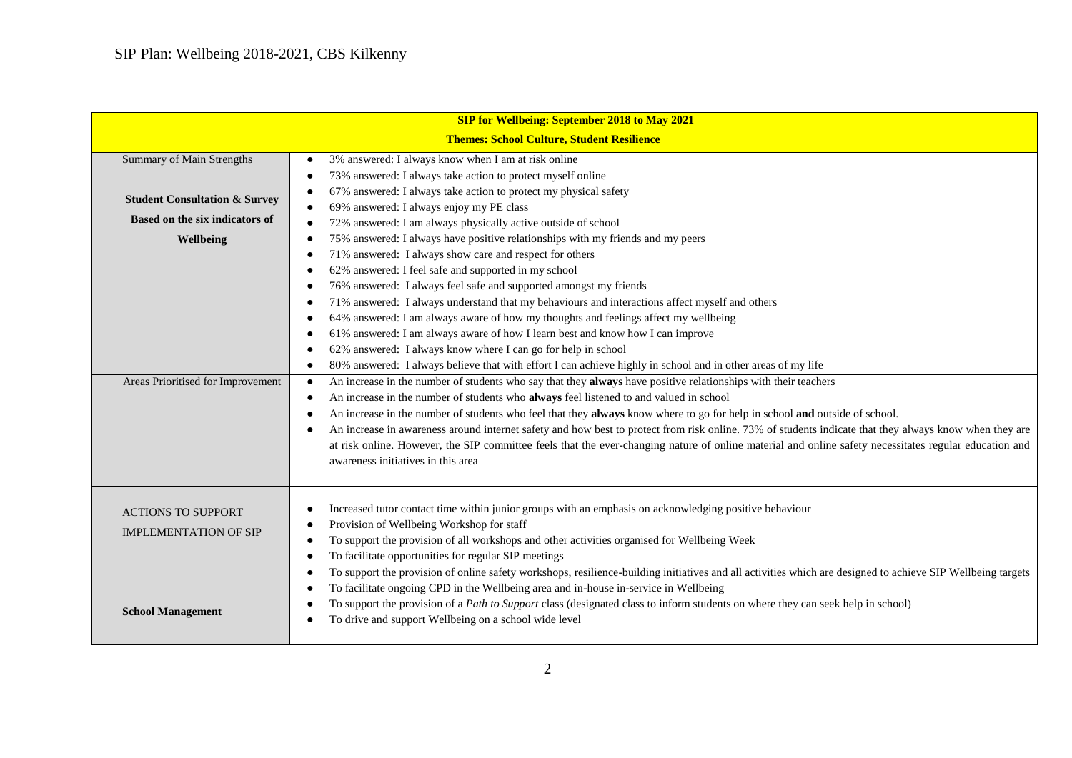## SIP Plan: Wellbeing 2018-2021, CBS Kilkenny

| **SIP for Wellbeing: September 2018 to May 2021**<br>**Themes: School Culture, Student Resilience** | |
|---|---|
| Summary of Main Strengths<br><br>**Student Consultation & Survey Based on the six indicators of Wellbeing** | • 3% answered: I always know when I am at risk online<br>• 73% answered: I always take action to protect myself online<br>• 67% answered: I always take action to protect my physical safety<br>• 69% answered: I always enjoy my PE class<br>• 72% answered: I am always physically active outside of school<br>• 75% answered: I always have positive relationships with my friends and my peers<br>• 71% answered: I always show care and respect for others<br>• 62% answered: I feel safe and supported in my school<br>• 76% answered: I always feel safe and supported amongst my friends<br>• 71% answered: I always understand that my behaviours and interactions affect myself and others<br>• 64% answered: I am always aware of how my thoughts and feelings affect my wellbeing<br>• 61% answered: I am always aware of how I learn best and know how I can improve<br>• 62% answered: I always know where I can go for help in school<br>• 80% answered: I always believe that with effort I can achieve highly in school and in other areas of my life |
| Areas Prioritised for Improvement | • An increase in the number of students who say that they **always** have positive relationships with their teachers<br>• An increase in the number of students who **always** feel listened to and valued in school<br>• An increase in the number of students who feel that they **always** know where to go for help in school **and** outside of school.<br>• An increase in awareness around internet safety and how best to protect from risk online. 73% of students indicate that they always know when they are at risk online. However, the SIP committee feels that the ever-changing nature of online material and online safety necessitates regular education and awareness initiatives in this area |
| ACTIONS TO SUPPORT IMPLEMENTATION OF SIP<br><br>**School Management** | • Increased tutor contact time within junior groups with an emphasis on acknowledging positive behaviour<br>• Provision of Wellbeing Workshop for staff<br>• To support the provision of all workshops and other activities organised for Wellbeing Week<br>• To facilitate opportunities for regular SIP meetings<br>• To support the provision of online safety workshops, resilience-building initiatives and all activities which are designed to achieve SIP Wellbeing targets<br>• To facilitate ongoing CPD in the Wellbeing area and in-house in-service in Wellbeing<br>• To support the provision of a *Path to Support* class (designated class to inform students on where they can seek help in school)<br>• To drive and support Wellbeing on a school wide level |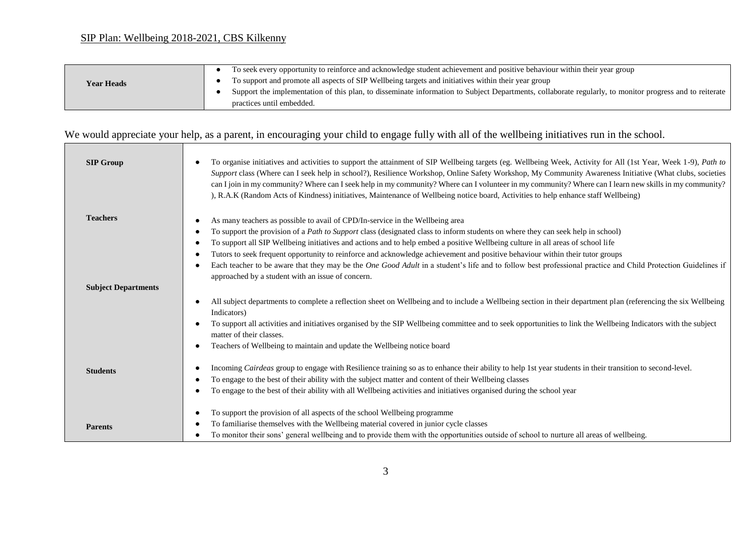## SIP Plan: Wellbeing 2018-2021, CBS Kilkenny

| | |
|---|---|
| **Year Heads** | • To seek every opportunity to reinforce and acknowledge student achievement and positive behaviour within their year group<br>• To support and promote all aspects of SIP Wellbeing targets and initiatives within their year group<br>• Support the implementation of this plan, to disseminate information to Subject Departments, collaborate regularly, to monitor progress and to reiterate practices until embedded. |

We would appreciate your help, as a parent, in encouraging your child to engage fully with all of the wellbeing initiatives run in the school.

| | |
|---|---|
| **SIP Group** | • To organise initiatives and activities to support the attainment of SIP Wellbeing targets (eg. Wellbeing Week, Activity for All (1st Year, Week 1-9), *Path to Support* class (Where can I seek help in school?), Resilience Workshop, Online Safety Workshop, My Community Awareness Initiative (What clubs, societies can I join in my community? Where can I seek help in my community? Where can I volunteer in my community? Where can I learn new skills in my community? ), R.A.K (Random Acts of Kindness) initiatives, Maintenance of Wellbeing notice board, Activities to help enhance staff Wellbeing) |
| **Teachers** | • As many teachers as possible to avail of CPD/In-service in the Wellbeing area<br>• To support the provision of a *Path to Support* class (designated class to inform students on where they can seek help in school)<br>• To support all SIP Wellbeing initiatives and actions and to help embed a positive Wellbeing culture in all areas of school life<br>• Tutors to seek frequent opportunity to reinforce and acknowledge achievement and positive behaviour within their tutor groups<br>• Each teacher to be aware that they may be the *One Good Adult* in a student's life and to follow best professional practice and Child Protection Guidelines if approached by a student with an issue of concern. |
| **Subject Departments** | • All subject departments to complete a reflection sheet on Wellbeing and to include a Wellbeing section in their department plan (referencing the six Wellbeing Indicators)<br>• To support all activities and initiatives organised by the SIP Wellbeing committee and to seek opportunities to link the Wellbeing Indicators with the subject matter of their classes.<br>• Teachers of Wellbeing to maintain and update the Wellbeing notice board |
| **Students** | • Incoming *Cairdeas* group to engage with Resilience training so as to enhance their ability to help 1st year students in their transition to second-level.<br>• To engage to the best of their ability with the subject matter and content of their Wellbeing classes<br>• To engage to the best of their ability with all Wellbeing activities and initiatives organised during the school year |
| **Parents** | • To support the provision of all aspects of the school Wellbeing programme<br>• To familiarise themselves with the Wellbeing material covered in junior cycle classes<br>• To monitor their sons' general wellbeing and to provide them with the opportunities outside of school to nurture all areas of wellbeing. |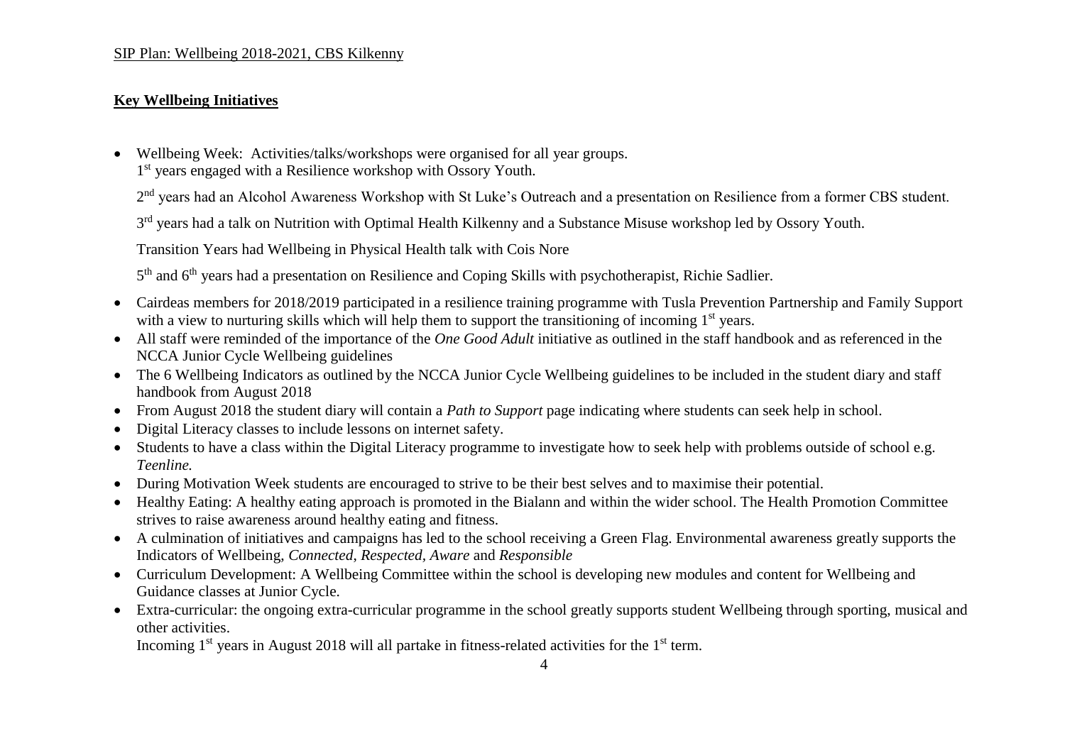## Key Wellbeing Initiatives

- Wellbeing Week: Activities/talks/workshops were organised for all year groups.
  1st years engaged with a Resilience workshop with Ossory Youth.

  2nd years had an Alcohol Awareness Workshop with St Luke's Outreach and a presentation on Resilience from a former CBS student.

  3rd years had a talk on Nutrition with Optimal Health Kilkenny and a Substance Misuse workshop led by Ossory Youth.

  Transition Years had Wellbeing in Physical Health talk with Cois Nore

  5th and 6th years had a presentation on Resilience and Coping Skills with psychotherapist, Richie Sadlier.
- Cairdeas members for 2018/2019 participated in a resilience training programme with Tusla Prevention Partnership and Family Support with a view to nurturing skills which will help them to support the transitioning of incoming 1st years.
- All staff were reminded of the importance of the *One Good Adult* initiative as outlined in the staff handbook and as referenced in the NCCA Junior Cycle Wellbeing guidelines
- The 6 Wellbeing Indicators as outlined by the NCCA Junior Cycle Wellbeing guidelines to be included in the student diary and staff handbook from August 2018
- From August 2018 the student diary will contain a *Path to Support* page indicating where students can seek help in school.
- Digital Literacy classes to include lessons on internet safety.
- Students to have a class within the Digital Literacy programme to investigate how to seek help with problems outside of school e.g. *Teenline.*
- During Motivation Week students are encouraged to strive to be their best selves and to maximise their potential.
- Healthy Eating: A healthy eating approach is promoted in the Bialann and within the wider school. The Health Promotion Committee strives to raise awareness around healthy eating and fitness.
- A culmination of initiatives and campaigns has led to the school receiving a Green Flag. Environmental awareness greatly supports the Indicators of Wellbeing, *Connected*, *Respected*, *Aware* and *Responsible*
- Curriculum Development: A Wellbeing Committee within the school is developing new modules and content for Wellbeing and Guidance classes at Junior Cycle.
- Extra-curricular: the ongoing extra-curricular programme in the school greatly supports student Wellbeing through sporting, musical and other activities.
  Incoming 1st years in August 2018 will all partake in fitness-related activities for the 1st term.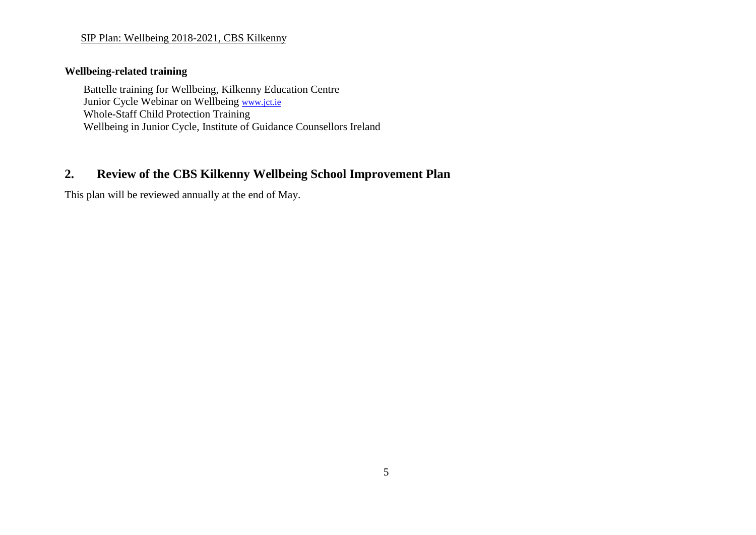**Wellbeing-related training**

Battelle training for Wellbeing, Kilkenny Education Centre
Junior Cycle Webinar on Wellbeing www.jct.ie
Whole-Staff Child Protection Training
Wellbeing in Junior Cycle, Institute of Guidance Counsellors Ireland

## 2. Review of the CBS Kilkenny Wellbeing School Improvement Plan

This plan will be reviewed annually at the end of May.